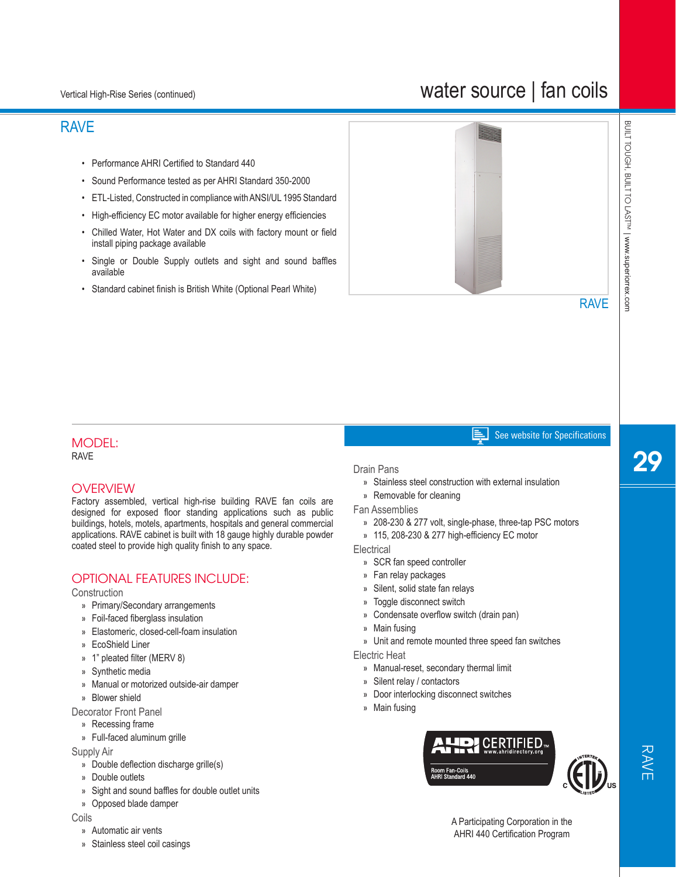# RAVE

- Performance AHRI Certified to Standard 440
- Sound Performance tested as per AHRI Standard 350-2000
- ETL-Listed, Constructed in compliance with ANSI/UL 1995 Standard
- High-efficiency EC motor available for higher energy efficiencies
- Chilled Water, Hot Water and DX coils with factory mount or field install piping package available
- Single or Double Supply outlets and sight and sound baffles available
- Standard cabinet finish is British White (Optional Pearl White)

RAVE

## MODEL:

RAVE

## OVERVIEW

Factory assembled, vertical high-rise building RAVE fan coils are designed for exposed floor standing applications such as public buildings, hotels, motels, apartments, hospitals and general commercial applications. RAVE cabinet is built with 18 gauge highly durable powder coated steel to provide high quality finish to any space.

## OPTIONAL FEATURES INCLUDE:

### Construction

» Primary/Secondary arrangements
» Foil-faced fiberglass insulation
» Elastomeric, closed-cell-foam insulation
» EcoShield Liner
» 1" pleated filter (MERV 8)
» Synthetic media
» Manual or motorized outside-air damper
» Blower shield

### Decorator Front Panel

» Recessing frame
» Full-faced aluminum grille

### Supply Air

» Double deflection discharge grille(s)
» Double outlets
» Sight and sound baffles for double outlet units
» Opposed blade damper

### Coils

» Automatic air vents
» Stainless steel coil casings

See website for Specifications

### Drain Pans

» Stainless steel construction with external insulation
» Removable for cleaning

### Fan Assemblies

» 208-230 & 277 volt, single-phase, three-tap PSC motors
» 115, 208-230 & 277 high-efficiency EC motor

### Electrical

» SCR fan speed controller
» Fan relay packages
» Silent, solid state fan relays
» Toggle disconnect switch
» Condensate overflow switch (drain pan)
» Main fusing
» Unit and remote mounted three speed fan switches

### Electric Heat

» Manual-reset, secondary thermal limit
» Silent relay / contactors
» Door interlocking disconnect switches
» Main fusing

AHRI CERTIFIED™ www.ahridirectory.org
Room Fan-Coils
AHRI Standard 440

A Participating Corporation in the AHRI 440 Certification Program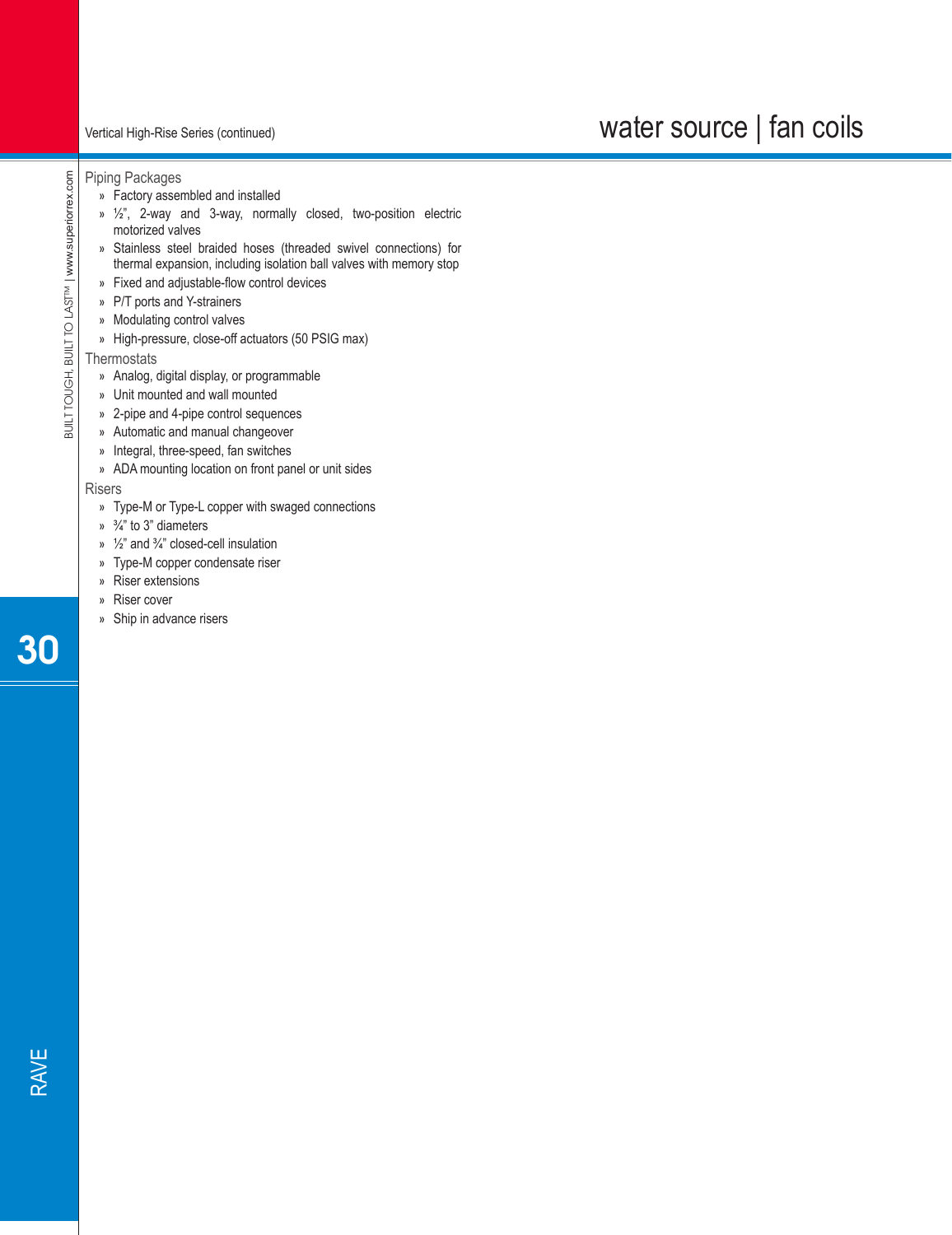Vertical High-Rise Series (continued)

## Piping Packages

- Factory assembled and installed
- ½", 2-way and 3-way, normally closed, two-position electric motorized valves
- Stainless steel braided hoses (threaded swivel connections) for thermal expansion, including isolation ball valves with memory stop
- Fixed and adjustable-flow control devices
- P/T ports and Y-strainers
- Modulating control valves
- High-pressure, close-off actuators (50 PSIG max)

## Thermostats

- Analog, digital display, or programmable
- Unit mounted and wall mounted
- 2-pipe and 4-pipe control sequences
- Automatic and manual changeover
- Integral, three-speed, fan switches
- ADA mounting location on front panel or unit sides

## Risers

- Type-M or Type-L copper with swaged connections
- ¾" to 3" diameters
- ½" and ¾" closed-cell insulation
- Type-M copper condensate riser
- Riser extensions
- Riser cover
- Ship in advance risers